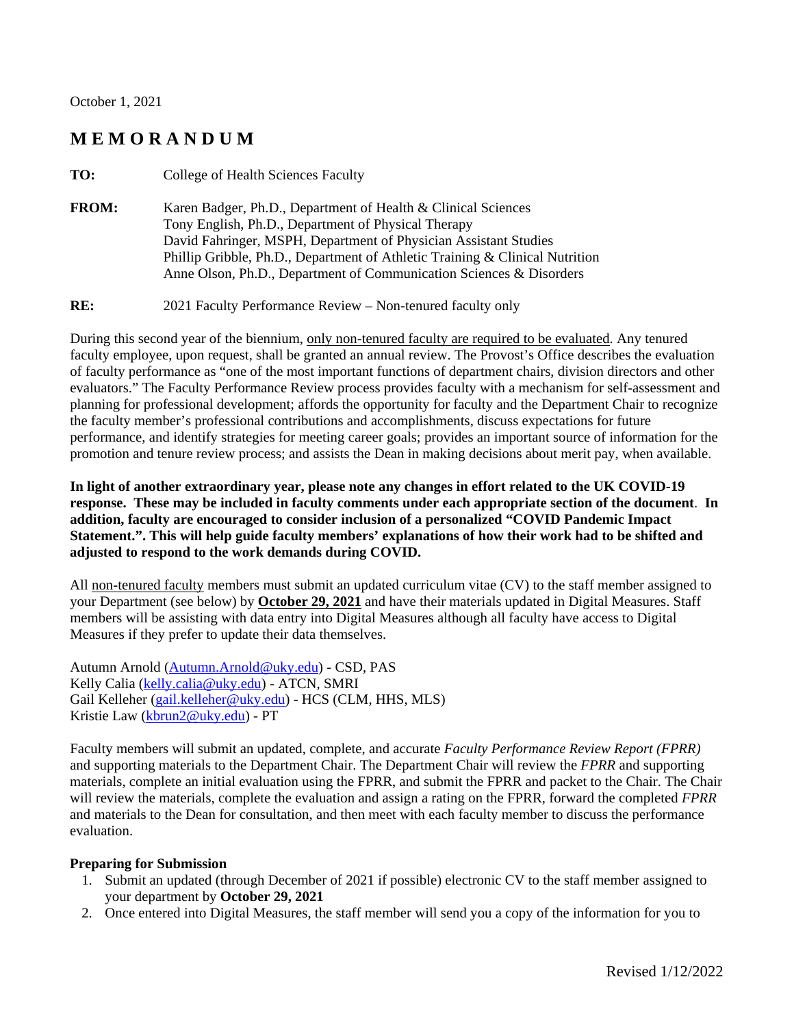October 1, 2021

# M E M O R A N D U M

**TO:** College of Health Sciences Faculty

**FROM:** Karen Badger, Ph.D., Department of Health & Clinical Sciences
Tony English, Ph.D., Department of Physical Therapy
David Fahringer, MSPH, Department of Physician Assistant Studies
Phillip Gribble, Ph.D., Department of Athletic Training & Clinical Nutrition
Anne Olson, Ph.D., Department of Communication Sciences & Disorders

**RE:** 2021 Faculty Performance Review – Non-tenured faculty only

During this second year of the biennium, only non-tenured faculty are required to be evaluated. Any tenured faculty employee, upon request, shall be granted an annual review. The Provost's Office describes the evaluation of faculty performance as "one of the most important functions of department chairs, division directors and other evaluators." The Faculty Performance Review process provides faculty with a mechanism for self-assessment and planning for professional development; affords the opportunity for faculty and the Department Chair to recognize the faculty member's professional contributions and accomplishments, discuss expectations for future performance, and identify strategies for meeting career goals; provides an important source of information for the promotion and tenure review process; and assists the Dean in making decisions about merit pay, when available.

**In light of another extraordinary year, please note any changes in effort related to the UK COVID-19 response. These may be included in faculty comments under each appropriate section of the document. In addition, faculty are encouraged to consider inclusion of a personalized "COVID Pandemic Impact Statement.". This will help guide faculty members' explanations of how their work had to be shifted and adjusted to respond to the work demands during COVID.**

All non-tenured faculty members must submit an updated curriculum vitae (CV) to the staff member assigned to your Department (see below) by **October 29, 2021** and have their materials updated in Digital Measures. Staff members will be assisting with data entry into Digital Measures although all faculty have access to Digital Measures if they prefer to update their data themselves.

Autumn Arnold (Autumn.Arnold@uky.edu) - CSD, PAS
Kelly Calia (kelly.calia@uky.edu) - ATCN, SMRI
Gail Kelleher (gail.kelleher@uky.edu) - HCS (CLM, HHS, MLS)
Kristie Law (kbrun2@uky.edu) - PT

Faculty members will submit an updated, complete, and accurate *Faculty Performance Review Report (FPRR)* and supporting materials to the Department Chair. The Department Chair will review the *FPRR* and supporting materials, complete an initial evaluation using the FPRR, and submit the FPRR and packet to the Chair. The Chair will review the materials, complete the evaluation and assign a rating on the FPRR, forward the completed *FPRR* and materials to the Dean for consultation, and then meet with each faculty member to discuss the performance evaluation.

**Preparing for Submission**

1. Submit an updated (through December of 2021 if possible) electronic CV to the staff member assigned to your department by **October 29, 2021**
2. Once entered into Digital Measures, the staff member will send you a copy of the information for you to

Revised 1/12/2022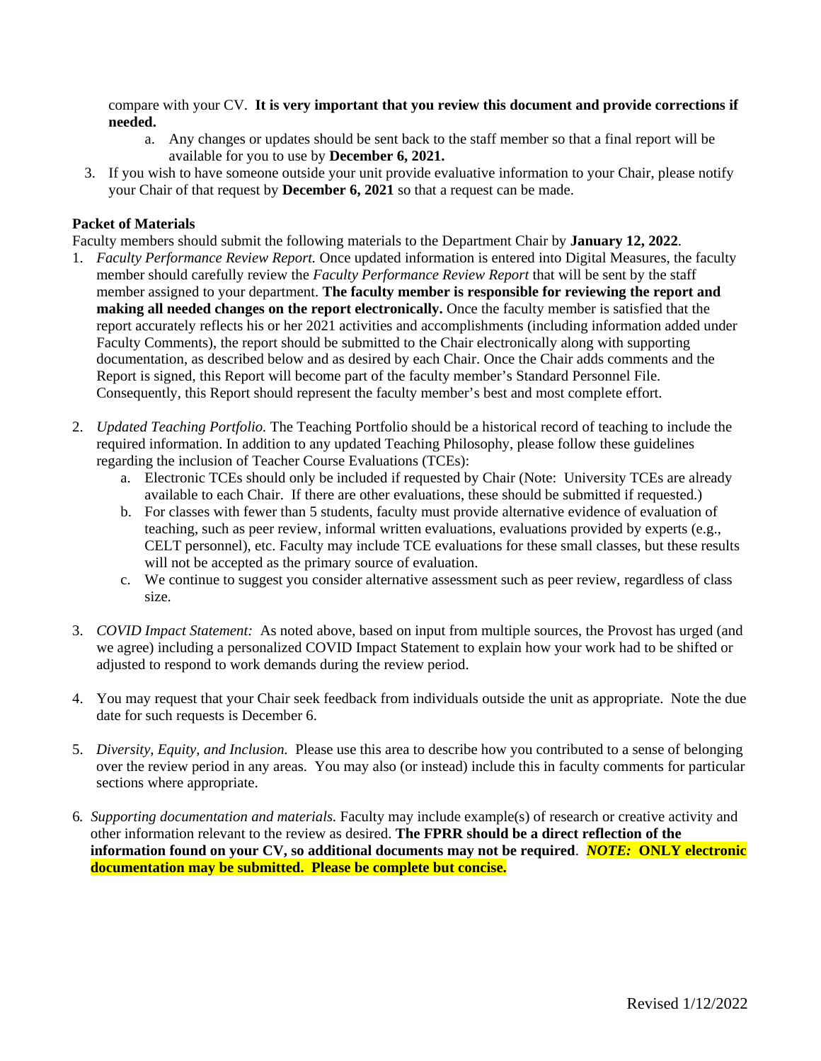compare with your CV. **It is very important that you review this document and provide corrections if needed.**

   a. Any changes or updates should be sent back to the staff member so that a final report will be available for you to use by **December 6, 2021.**

3. If you wish to have someone outside your unit provide evaluative information to your Chair, please notify your Chair of that request by **December 6, 2021** so that a request can be made.

**Packet of Materials**

Faculty members should submit the following materials to the Department Chair by **January 12, 2022**.

1. *Faculty Performance Review Report.* Once updated information is entered into Digital Measures, the faculty member should carefully review the *Faculty Performance Review Report* that will be sent by the staff member assigned to your department. **The faculty member is responsible for reviewing the report and making all needed changes on the report electronically.** Once the faculty member is satisfied that the report accurately reflects his or her 2021 activities and accomplishments (including information added under Faculty Comments), the report should be submitted to the Chair electronically along with supporting documentation, as described below and as desired by each Chair. Once the Chair adds comments and the Report is signed, this Report will become part of the faculty member's Standard Personnel File. Consequently, this Report should represent the faculty member's best and most complete effort.

2. *Updated Teaching Portfolio.* The Teaching Portfolio should be a historical record of teaching to include the required information. In addition to any updated Teaching Philosophy, please follow these guidelines regarding the inclusion of Teacher Course Evaluations (TCEs):
   a. Electronic TCEs should only be included if requested by Chair (Note: University TCEs are already available to each Chair. If there are other evaluations, these should be submitted if requested.)
   b. For classes with fewer than 5 students, faculty must provide alternative evidence of evaluation of teaching, such as peer review, informal written evaluations, evaluations provided by experts (e.g., CELT personnel), etc. Faculty may include TCE evaluations for these small classes, but these results will not be accepted as the primary source of evaluation.
   c. We continue to suggest you consider alternative assessment such as peer review, regardless of class size.

3. *COVID Impact Statement:* As noted above, based on input from multiple sources, the Provost has urged (and we agree) including a personalized COVID Impact Statement to explain how your work had to be shifted or adjusted to respond to work demands during the review period.

4. You may request that your Chair seek feedback from individuals outside the unit as appropriate. Note the due date for such requests is December 6.

5. *Diversity, Equity, and Inclusion.* Please use this area to describe how you contributed to a sense of belonging over the review period in any areas. You may also (or instead) include this in faculty comments for particular sections where appropriate.

6. *Supporting documentation and materials.* Faculty may include example(s) of research or creative activity and other information relevant to the review as desired. **The FPRR should be a direct reflection of the information found on your CV, so additional documents may not be required**. ***NOTE:* ONLY electronic documentation may be submitted. Please be complete but concise.**

Revised 1/12/2022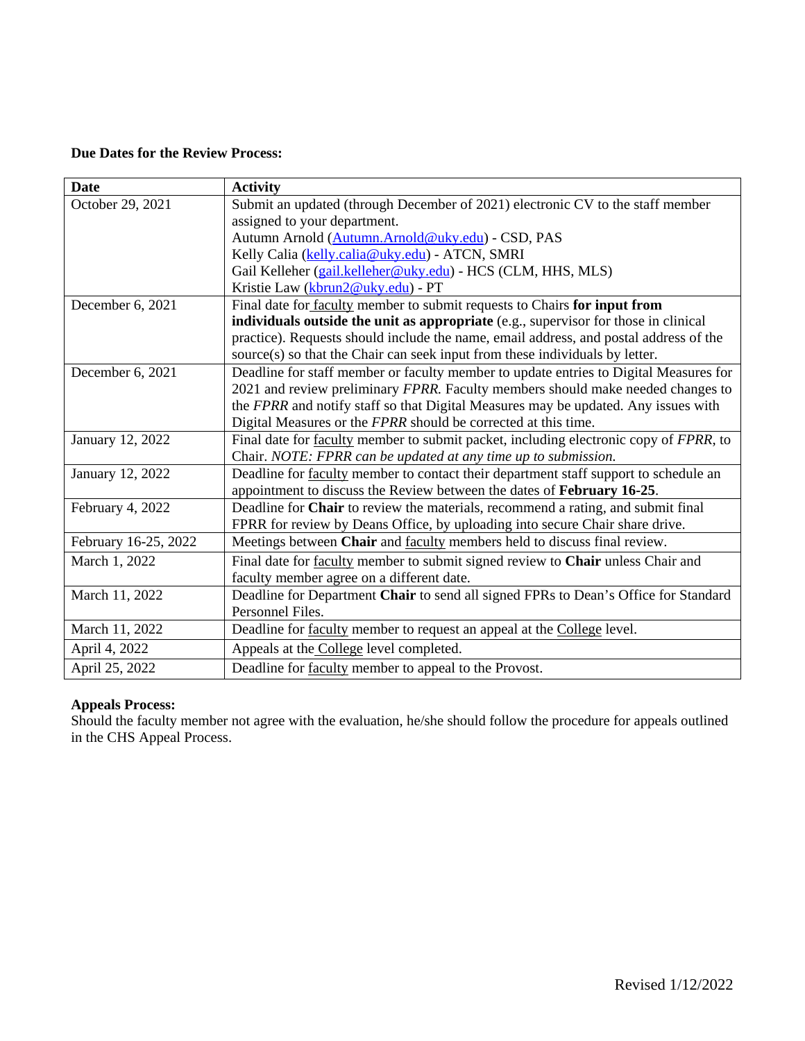**Due Dates for the Review Process:**

| Date | Activity |
| --- | --- |
| October 29, 2021 | Submit an updated (through December of 2021) electronic CV to the staff member assigned to your department.<br>Autumn Arnold (Autumn.Arnold@uky.edu) - CSD, PAS<br>Kelly Calia (kelly.calia@uky.edu) - ATCN, SMRI<br>Gail Kelleher (gail.kelleher@uky.edu) - HCS (CLM, HHS, MLS)<br>Kristie Law (kbrun2@uky.edu) - PT |
| December 6, 2021 | Final date for faculty member to submit requests to Chairs **for input from individuals outside the unit as appropriate** (e.g., supervisor for those in clinical practice). Requests should include the name, email address, and postal address of the source(s) so that the Chair can seek input from these individuals by letter. |
| December 6, 2021 | Deadline for staff member or faculty member to update entries to Digital Measures for 2021 and review preliminary *FPRR.* Faculty members should make needed changes to the *FPRR* and notify staff so that Digital Measures may be updated. Any issues with Digital Measures or the *FPRR* should be corrected at this time. |
| January 12, 2022 | Final date for faculty member to submit packet, including electronic copy of *FPRR*, to Chair. *NOTE: FPRR can be updated at any time up to submission.* |
| January 12, 2022 | Deadline for faculty member to contact their department staff support to schedule an appointment to discuss the Review between the dates of **February 16-25**. |
| February 4, 2022 | Deadline for **Chair** to review the materials, recommend a rating, and submit final FPRR for review by Deans Office, by uploading into secure Chair share drive. |
| February 16-25, 2022 | Meetings between **Chair** and faculty members held to discuss final review. |
| March 1, 2022 | Final date for faculty member to submit signed review to **Chair** unless Chair and faculty member agree on a different date. |
| March 11, 2022 | Deadline for Department **Chair** to send all signed FPRs to Dean's Office for Standard Personnel Files. |
| March 11, 2022 | Deadline for faculty member to request an appeal at the College level. |
| April 4, 2022 | Appeals at the College level completed. |
| April 25, 2022 | Deadline for faculty member to appeal to the Provost. |

**Appeals Process:**
Should the faculty member not agree with the evaluation, he/she should follow the procedure for appeals outlined in the CHS Appeal Process.

Revised 1/12/2022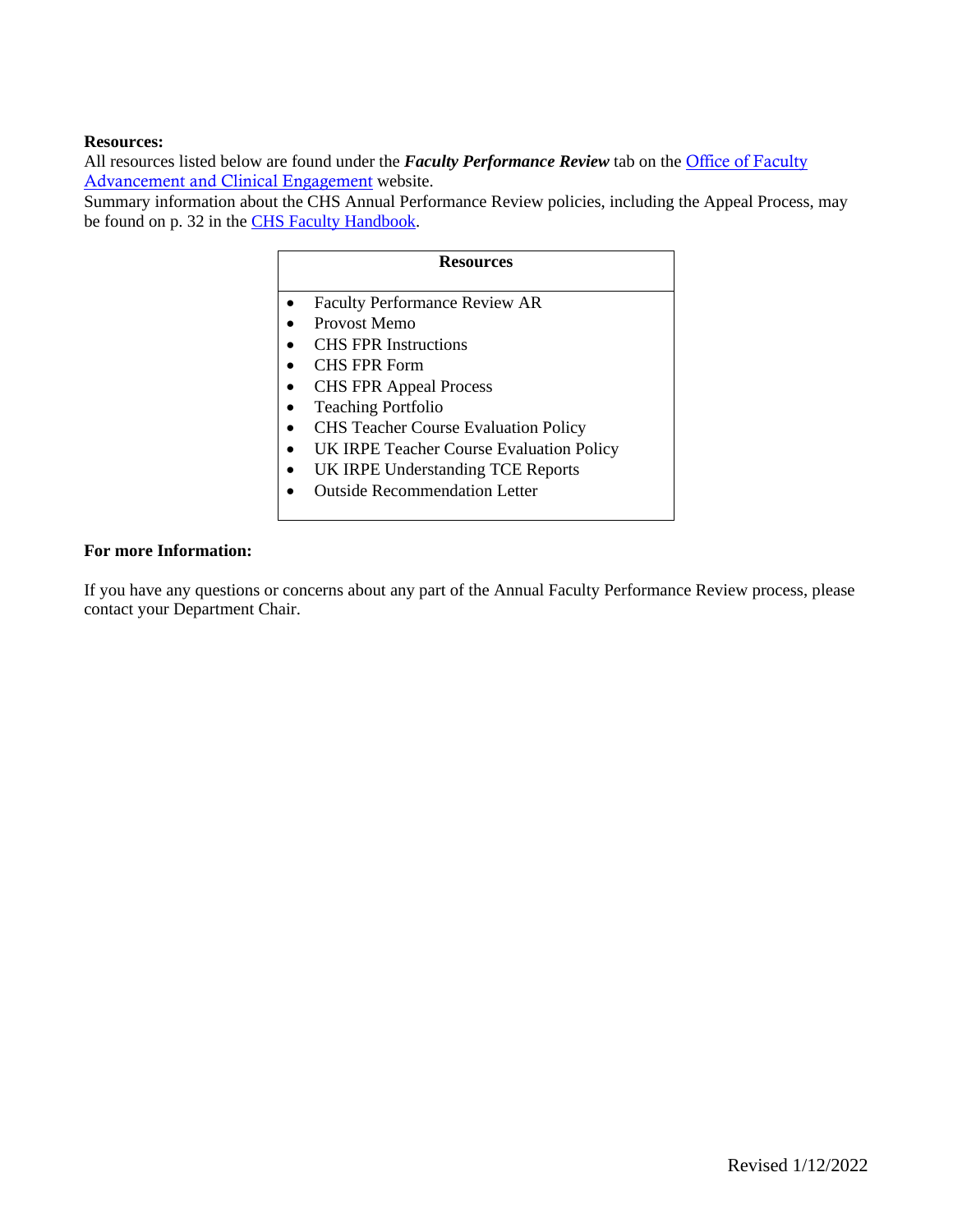**Resources:**

All resources listed below are found under the ***Faculty Performance Review*** tab on the Office of Faculty Advancement and Clinical Engagement website.

Summary information about the CHS Annual Performance Review policies, including the Appeal Process, may be found on p. 32 in the CHS Faculty Handbook.

| Resources |
| --- |
| • Faculty Performance Review AR<br>• Provost Memo<br>• CHS FPR Instructions<br>• CHS FPR Form<br>• CHS FPR Appeal Process<br>• Teaching Portfolio<br>• CHS Teacher Course Evaluation Policy<br>• UK IRPE Teacher Course Evaluation Policy<br>• UK IRPE Understanding TCE Reports<br>• Outside Recommendation Letter |

**For more Information:**

If you have any questions or concerns about any part of the Annual Faculty Performance Review process, please contact your Department Chair.

Revised 1/12/2022